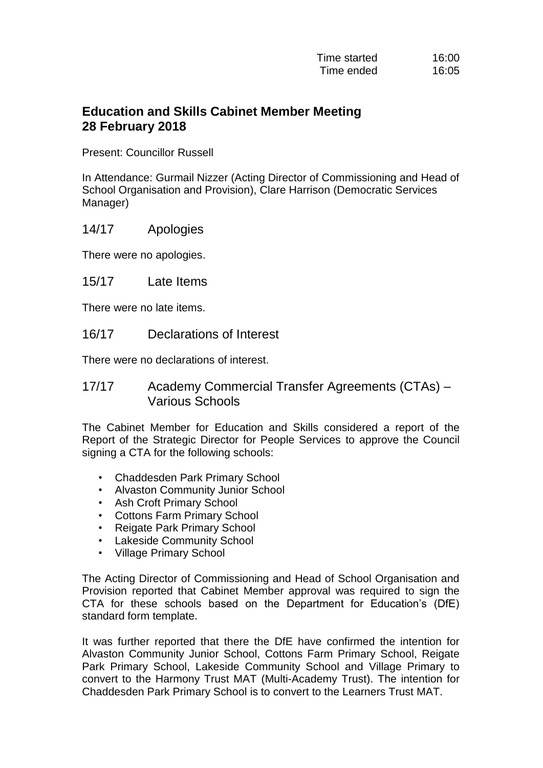Time started 16:00
Time ended 16:05

## Education and Skills Cabinet Member Meeting 28 February 2018

Present: Councillor Russell

In Attendance: Gurmail Nizzer (Acting Director of Commissioning and Head of School Organisation and Provision), Clare Harrison (Democratic Services Manager)

### 14/17 Apologies

There were no apologies.

### 15/17 Late Items

There were no late items.

### 16/17 Declarations of Interest

There were no declarations of interest.

### 17/17 Academy Commercial Transfer Agreements (CTAs) – Various Schools

The Cabinet Member for Education and Skills considered a report of the Report of the Strategic Director for People Services to approve the Council signing a CTA for the following schools:

- Chaddesden Park Primary School
- Alvaston Community Junior School
- Ash Croft Primary School
- Cottons Farm Primary School
- Reigate Park Primary School
- Lakeside Community School
- Village Primary School

The Acting Director of Commissioning and Head of School Organisation and Provision reported that Cabinet Member approval was required to sign the CTA for these schools based on the Department for Education's (DfE) standard form template.

It was further reported that there the DfE have confirmed the intention for Alvaston Community Junior School, Cottons Farm Primary School, Reigate Park Primary School, Lakeside Community School and Village Primary to convert to the Harmony Trust MAT (Multi-Academy Trust). The intention for Chaddesden Park Primary School is to convert to the Learners Trust MAT.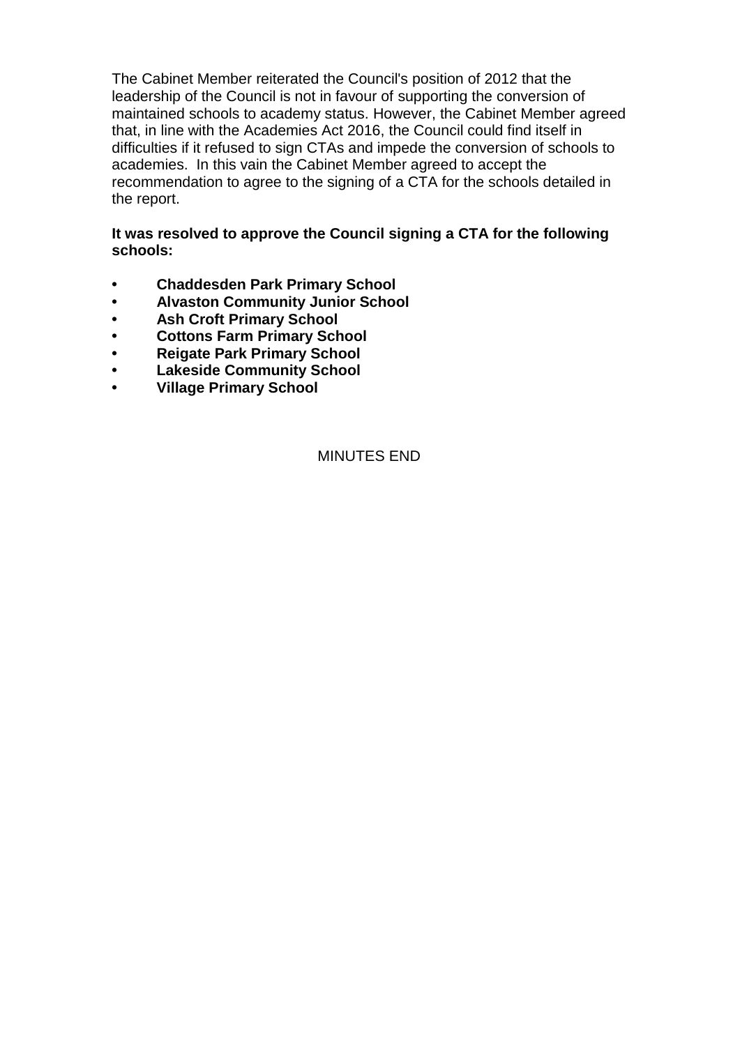The Cabinet Member reiterated the Council's position of 2012 that the leadership of the Council is not in favour of supporting the conversion of maintained schools to academy status. However, the Cabinet Member agreed that, in line with the Academies Act 2016, the Council could find itself in difficulties if it refused to sign CTAs and impede the conversion of schools to academies. In this vain the Cabinet Member agreed to accept the recommendation to agree to the signing of a CTA for the schools detailed in the report.

**It was resolved to approve the Council signing a CTA for the following schools:**

- **Chaddesden Park Primary School**
- **Alvaston Community Junior School**
- **Ash Croft Primary School**
- **Cottons Farm Primary School**
- **Reigate Park Primary School**
- **Lakeside Community School**
- **Village Primary School**

MINUTES END